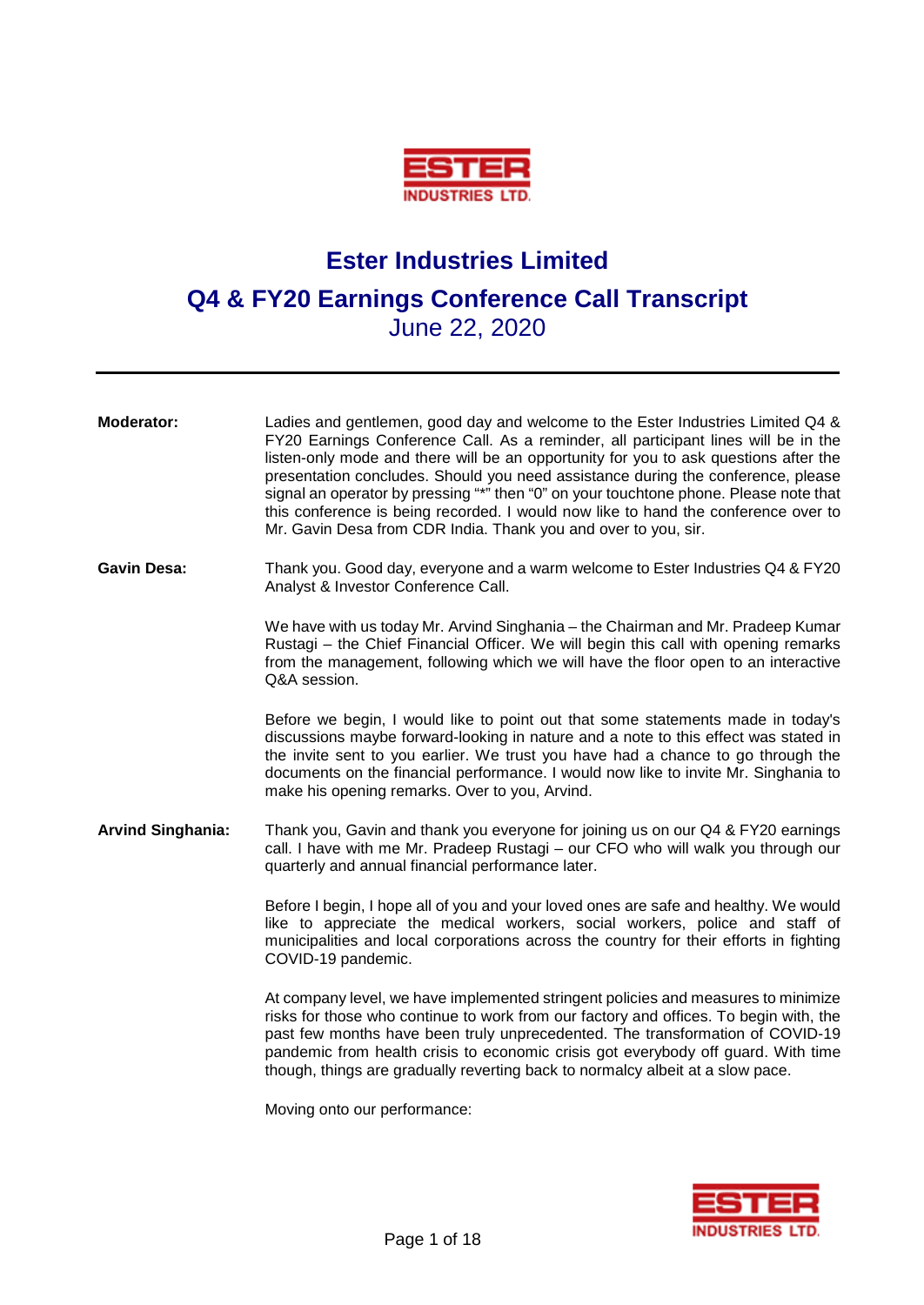# Ester Industries Limited

## Q4 & FY20 Earnings Conference Call Transcript

June 22, 2020

---

**Moderator:** Ladies and gentlemen, good day and welcome to the Ester Industries Limited Q4 & FY20 Earnings Conference Call. As a reminder, all participant lines will be in the listen-only mode and there will be an opportunity for you to ask questions after the presentation concludes. Should you need assistance during the conference, please signal an operator by pressing "*" then "0" on your touchtone phone. Please note that this conference is being recorded. I would now like to hand the conference over to Mr. Gavin Desa from CDR India. Thank you and over to you, sir.

**Gavin Desa:** Thank you. Good day, everyone and a warm welcome to Ester Industries Q4 & FY20 Analyst & Investor Conference Call.

We have with us today Mr. Arvind Singhania – the Chairman and Mr. Pradeep Kumar Rustagi – the Chief Financial Officer. We will begin this call with opening remarks from the management, following which we will have the floor open to an interactive Q&A session.

Before we begin, I would like to point out that some statements made in today's discussions maybe forward-looking in nature and a note to this effect was stated in the invite sent to you earlier. We trust you have had a chance to go through the documents on the financial performance. I would now like to invite Mr. Singhania to make his opening remarks. Over to you, Arvind.

**Arvind Singhania:** Thank you, Gavin and thank you everyone for joining us on our Q4 & FY20 earnings call. I have with me Mr. Pradeep Rustagi – our CFO who will walk you through our quarterly and annual financial performance later.

Before I begin, I hope all of you and your loved ones are safe and healthy. We would like to appreciate the medical workers, social workers, police and staff of municipalities and local corporations across the country for their efforts in fighting COVID-19 pandemic.

At company level, we have implemented stringent policies and measures to minimize risks for those who continue to work from our factory and offices. To begin with, the past few months have been truly unprecedented. The transformation of COVID-19 pandemic from health crisis to economic crisis got everybody off guard. With time though, things are gradually reverting back to normalcy albeit at a slow pace.

Moving onto our performance: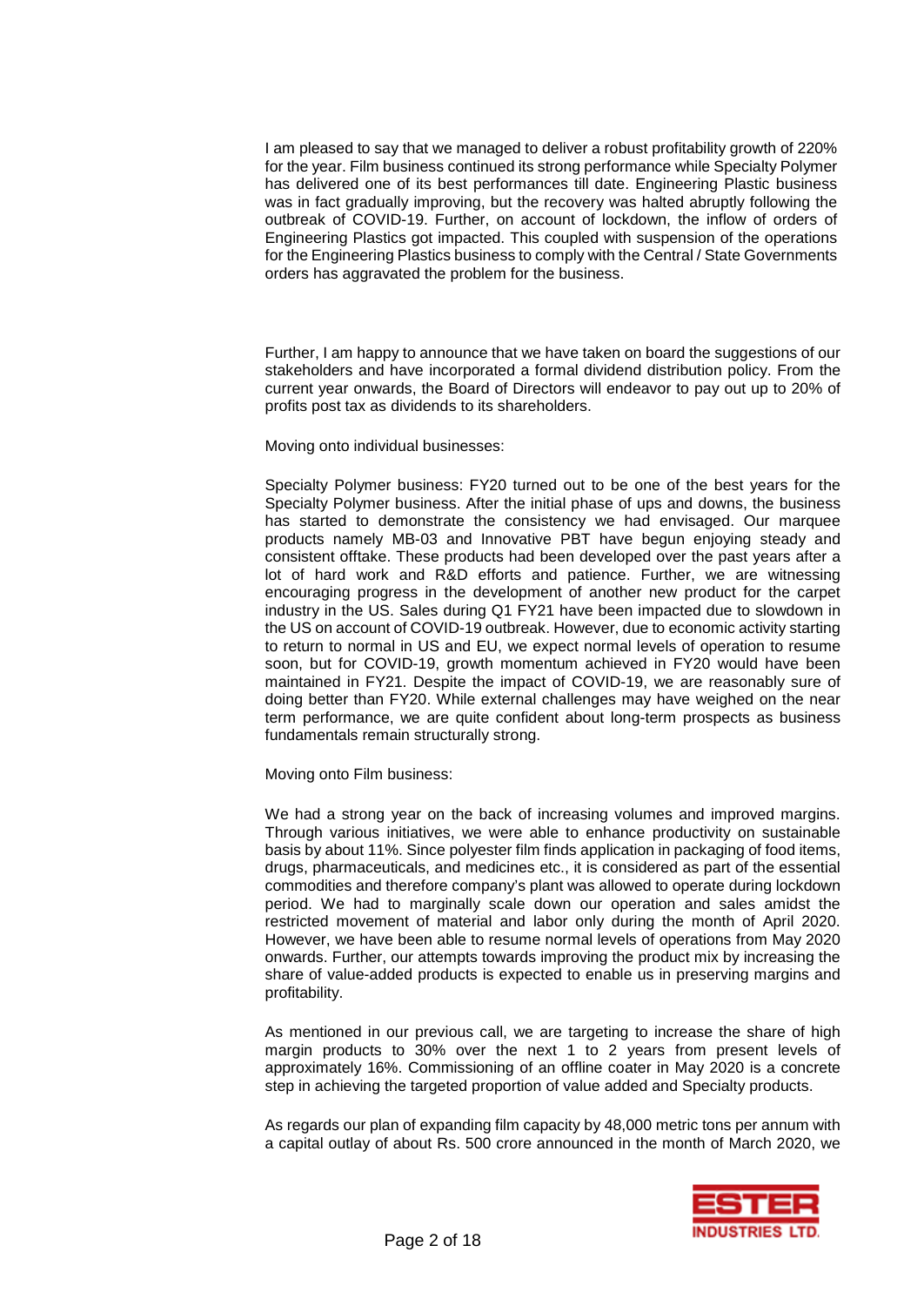I am pleased to say that we managed to deliver a robust profitability growth of 220% for the year. Film business continued its strong performance while Specialty Polymer has delivered one of its best performances till date. Engineering Plastic business was in fact gradually improving, but the recovery was halted abruptly following the outbreak of COVID-19. Further, on account of lockdown, the inflow of orders of Engineering Plastics got impacted. This coupled with suspension of the operations for the Engineering Plastics business to comply with the Central / State Governments orders has aggravated the problem for the business.

Further, I am happy to announce that we have taken on board the suggestions of our stakeholders and have incorporated a formal dividend distribution policy. From the current year onwards, the Board of Directors will endeavor to pay out up to 20% of profits post tax as dividends to its shareholders.

Moving onto individual businesses:

Specialty Polymer business: FY20 turned out to be one of the best years for the Specialty Polymer business. After the initial phase of ups and downs, the business has started to demonstrate the consistency we had envisaged. Our marquee products namely MB-03 and Innovative PBT have begun enjoying steady and consistent offtake. These products had been developed over the past years after a lot of hard work and R&D efforts and patience. Further, we are witnessing encouraging progress in the development of another new product for the carpet industry in the US. Sales during Q1 FY21 have been impacted due to slowdown in the US on account of COVID-19 outbreak. However, due to economic activity starting to return to normal in US and EU, we expect normal levels of operation to resume soon, but for COVID-19, growth momentum achieved in FY20 would have been maintained in FY21. Despite the impact of COVID-19, we are reasonably sure of doing better than FY20. While external challenges may have weighed on the near term performance, we are quite confident about long-term prospects as business fundamentals remain structurally strong.

Moving onto Film business:

We had a strong year on the back of increasing volumes and improved margins. Through various initiatives, we were able to enhance productivity on sustainable basis by about 11%. Since polyester film finds application in packaging of food items, drugs, pharmaceuticals, and medicines etc., it is considered as part of the essential commodities and therefore company's plant was allowed to operate during lockdown period. We had to marginally scale down our operation and sales amidst the restricted movement of material and labor only during the month of April 2020. However, we have been able to resume normal levels of operations from May 2020 onwards. Further, our attempts towards improving the product mix by increasing the share of value-added products is expected to enable us in preserving margins and profitability.

As mentioned in our previous call, we are targeting to increase the share of high margin products to 30% over the next 1 to 2 years from present levels of approximately 16%. Commissioning of an offline coater in May 2020 is a concrete step in achieving the targeted proportion of value added and Specialty products.

As regards our plan of expanding film capacity by 48,000 metric tons per annum with a capital outlay of about Rs. 500 crore announced in the month of March 2020, we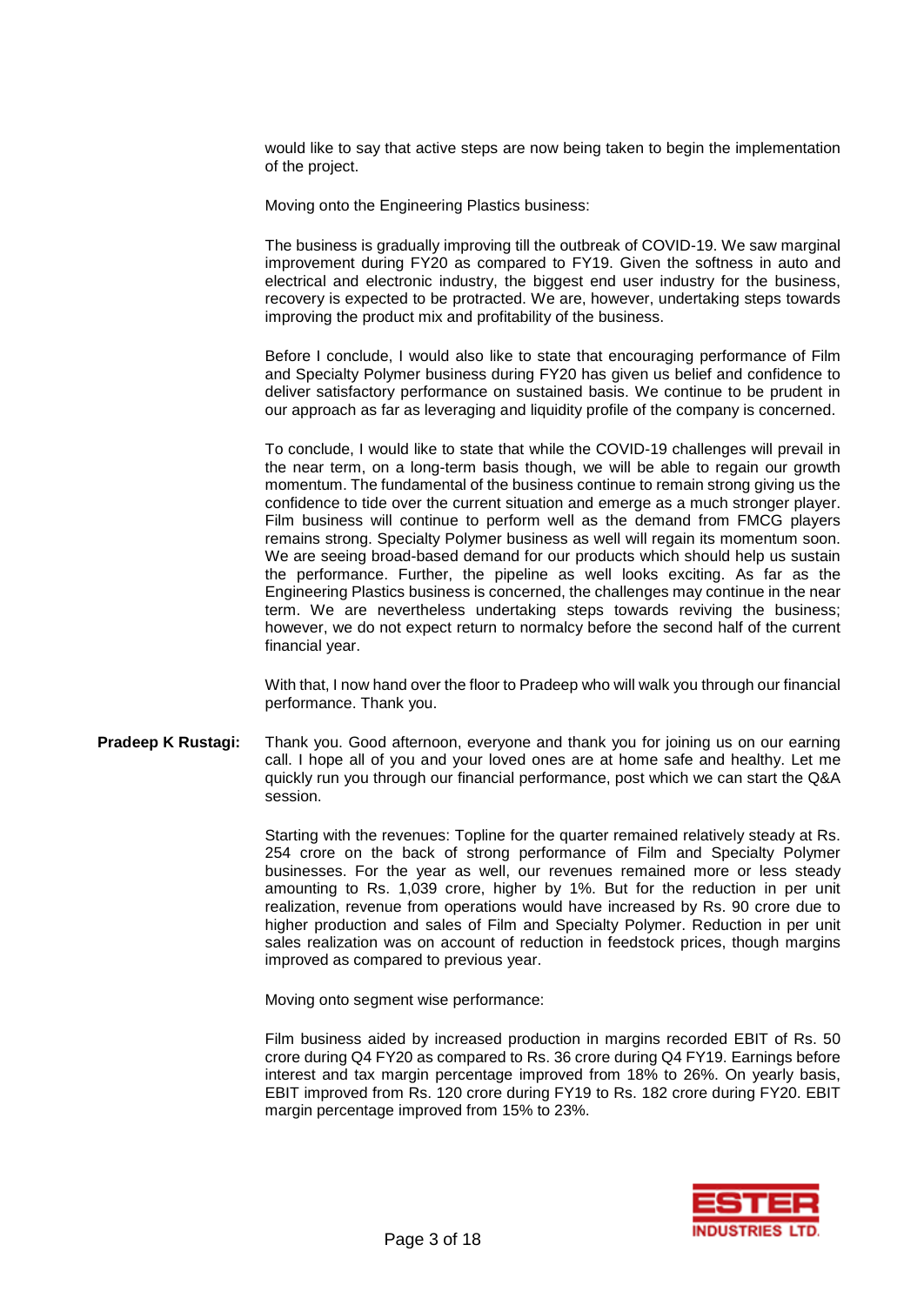would like to say that active steps are now being taken to begin the implementation of the project.

Moving onto the Engineering Plastics business:

The business is gradually improving till the outbreak of COVID-19. We saw marginal improvement during FY20 as compared to FY19. Given the softness in auto and electrical and electronic industry, the biggest end user industry for the business, recovery is expected to be protracted. We are, however, undertaking steps towards improving the product mix and profitability of the business.

Before I conclude, I would also like to state that encouraging performance of Film and Specialty Polymer business during FY20 has given us belief and confidence to deliver satisfactory performance on sustained basis. We continue to be prudent in our approach as far as leveraging and liquidity profile of the company is concerned.

To conclude, I would like to state that while the COVID-19 challenges will prevail in the near term, on a long-term basis though, we will be able to regain our growth momentum. The fundamental of the business continue to remain strong giving us the confidence to tide over the current situation and emerge as a much stronger player. Film business will continue to perform well as the demand from FMCG players remains strong. Specialty Polymer business as well will regain its momentum soon. We are seeing broad-based demand for our products which should help us sustain the performance. Further, the pipeline as well looks exciting. As far as the Engineering Plastics business is concerned, the challenges may continue in the near term. We are nevertheless undertaking steps towards reviving the business; however, we do not expect return to normalcy before the second half of the current financial year.

With that, I now hand over the floor to Pradeep who will walk you through our financial performance. Thank you.

**Pradeep K Rustagi:** Thank you. Good afternoon, everyone and thank you for joining us on our earning call. I hope all of you and your loved ones are at home safe and healthy. Let me quickly run you through our financial performance, post which we can start the Q&A session.

Starting with the revenues: Topline for the quarter remained relatively steady at Rs. 254 crore on the back of strong performance of Film and Specialty Polymer businesses. For the year as well, our revenues remained more or less steady amounting to Rs. 1,039 crore, higher by 1%. But for the reduction in per unit realization, revenue from operations would have increased by Rs. 90 crore due to higher production and sales of Film and Specialty Polymer. Reduction in per unit sales realization was on account of reduction in feedstock prices, though margins improved as compared to previous year.

Moving onto segment wise performance:

Film business aided by increased production in margins recorded EBIT of Rs. 50 crore during Q4 FY20 as compared to Rs. 36 crore during Q4 FY19. Earnings before interest and tax margin percentage improved from 18% to 26%. On yearly basis, EBIT improved from Rs. 120 crore during FY19 to Rs. 182 crore during FY20. EBIT margin percentage improved from 15% to 23%.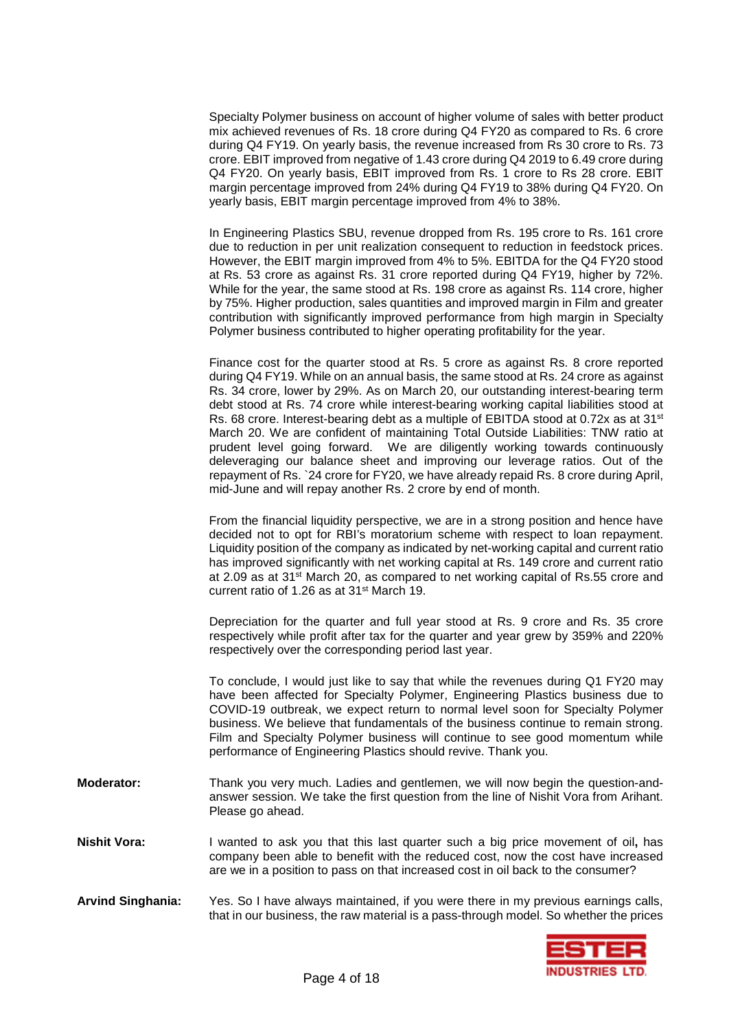Specialty Polymer business on account of higher volume of sales with better product mix achieved revenues of Rs. 18 crore during Q4 FY20 as compared to Rs. 6 crore during Q4 FY19. On yearly basis, the revenue increased from Rs 30 crore to Rs. 73 crore. EBIT improved from negative of 1.43 crore during Q4 2019 to 6.49 crore during Q4 FY20. On yearly basis, EBIT improved from Rs. 1 crore to Rs 28 crore. EBIT margin percentage improved from 24% during Q4 FY19 to 38% during Q4 FY20. On yearly basis, EBIT margin percentage improved from 4% to 38%.

In Engineering Plastics SBU, revenue dropped from Rs. 195 crore to Rs. 161 crore due to reduction in per unit realization consequent to reduction in feedstock prices. However, the EBIT margin improved from 4% to 5%. EBITDA for the Q4 FY20 stood at Rs. 53 crore as against Rs. 31 crore reported during Q4 FY19, higher by 72%. While for the year, the same stood at Rs. 198 crore as against Rs. 114 crore, higher by 75%. Higher production, sales quantities and improved margin in Film and greater contribution with significantly improved performance from high margin in Specialty Polymer business contributed to higher operating profitability for the year.

Finance cost for the quarter stood at Rs. 5 crore as against Rs. 8 crore reported during Q4 FY19. While on an annual basis, the same stood at Rs. 24 crore as against Rs. 34 crore, lower by 29%. As on March 20, our outstanding interest-bearing term debt stood at Rs. 74 crore while interest-bearing working capital liabilities stood at Rs. 68 crore. Interest-bearing debt as a multiple of EBITDA stood at 0.72x as at 31st March 20. We are confident of maintaining Total Outside Liabilities: TNW ratio at prudent level going forward. We are diligently working towards continuously deleveraging our balance sheet and improving our leverage ratios. Out of the repayment of Rs. `24 crore for FY20, we have already repaid Rs. 8 crore during April, mid-June and will repay another Rs. 2 crore by end of month.

From the financial liquidity perspective, we are in a strong position and hence have decided not to opt for RBI's moratorium scheme with respect to loan repayment. Liquidity position of the company as indicated by net-working capital and current ratio has improved significantly with net working capital at Rs. 149 crore and current ratio at 2.09 as at 31st March 20, as compared to net working capital of Rs.55 crore and current ratio of 1.26 as at 31st March 19.

Depreciation for the quarter and full year stood at Rs. 9 crore and Rs. 35 crore respectively while profit after tax for the quarter and year grew by 359% and 220% respectively over the corresponding period last year.

To conclude, I would just like to say that while the revenues during Q1 FY20 may have been affected for Specialty Polymer, Engineering Plastics business due to COVID-19 outbreak, we expect return to normal level soon for Specialty Polymer business. We believe that fundamentals of the business continue to remain strong. Film and Specialty Polymer business will continue to see good momentum while performance of Engineering Plastics should revive. Thank you.

**Moderator:** Thank you very much. Ladies and gentlemen, we will now begin the question-and-answer session. We take the first question from the line of Nishit Vora from Arihant. Please go ahead.

**Nishit Vora:** I wanted to ask you that this last quarter such a big price movement of oil**,** has company been able to benefit with the reduced cost, now the cost have increased are we in a position to pass on that increased cost in oil back to the consumer?

**Arvind Singhania:** Yes. So I have always maintained, if you were there in my previous earnings calls, that in our business, the raw material is a pass-through model. So whether the prices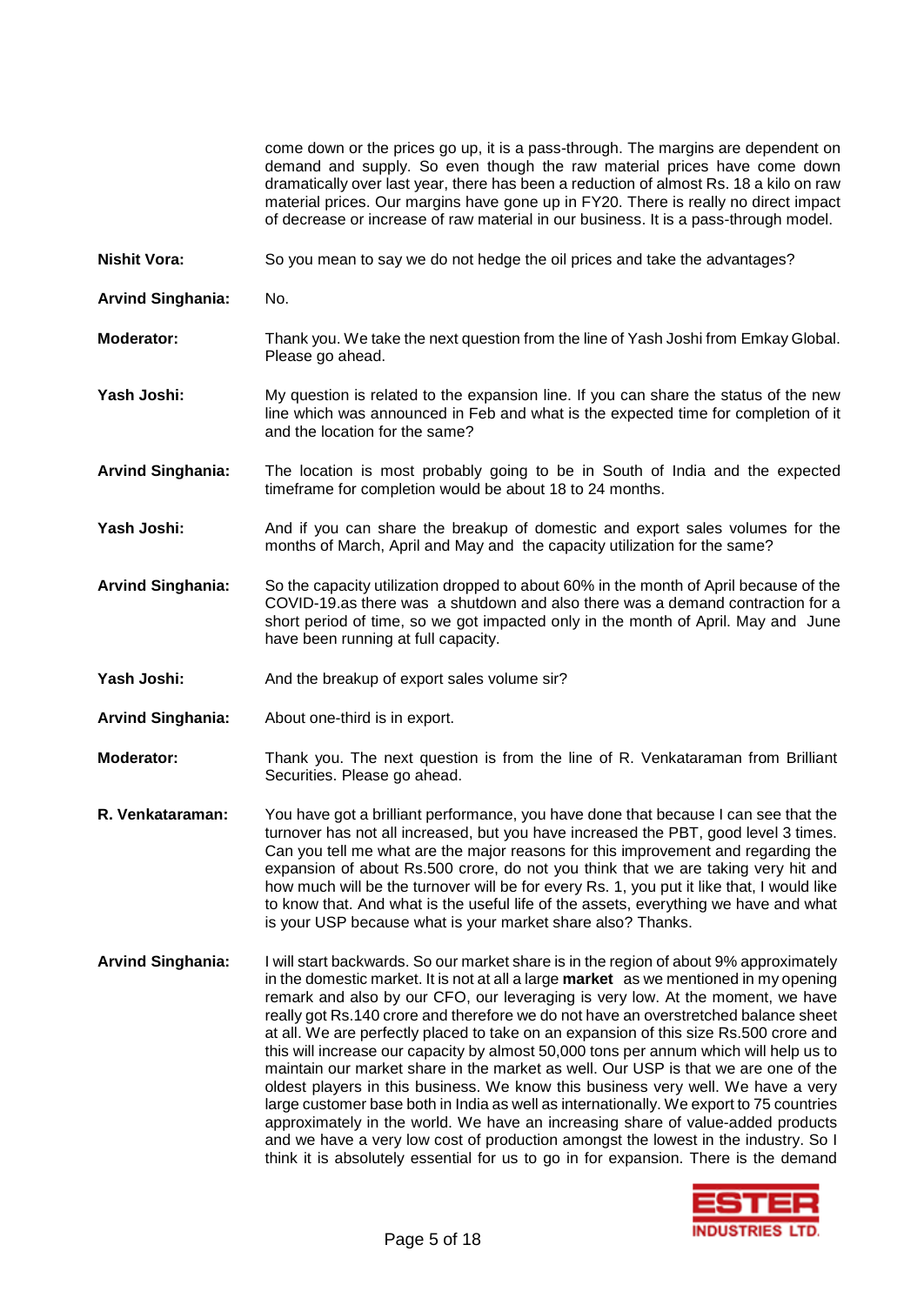come down or the prices go up, it is a pass-through. The margins are dependent on demand and supply. So even though the raw material prices have come down dramatically over last year, there has been a reduction of almost Rs. 18 a kilo on raw material prices. Our margins have gone up in FY20. There is really no direct impact of decrease or increase of raw material in our business. It is a pass-through model.

**Nishit Vora:** So you mean to say we do not hedge the oil prices and take the advantages?

**Arvind Singhania:** No.

**Moderator:** Thank you. We take the next question from the line of Yash Joshi from Emkay Global. Please go ahead.

**Yash Joshi:** My question is related to the expansion line. If you can share the status of the new line which was announced in Feb and what is the expected time for completion of it and the location for the same?

**Arvind Singhania:** The location is most probably going to be in South of India and the expected timeframe for completion would be about 18 to 24 months.

**Yash Joshi:** And if you can share the breakup of domestic and export sales volumes for the months of March, April and May and the capacity utilization for the same?

**Arvind Singhania:** So the capacity utilization dropped to about 60% in the month of April because of the COVID-19.as there was a shutdown and also there was a demand contraction for a short period of time, so we got impacted only in the month of April. May and June have been running at full capacity.

**Yash Joshi:** And the breakup of export sales volume sir?

**Arvind Singhania:** About one-third is in export.

**Moderator:** Thank you. The next question is from the line of R. Venkataraman from Brilliant Securities. Please go ahead.

**R. Venkataraman:** You have got a brilliant performance, you have done that because I can see that the turnover has not all increased, but you have increased the PBT, good level 3 times. Can you tell me what are the major reasons for this improvement and regarding the expansion of about Rs.500 crore, do not you think that we are taking very hit and how much will be the turnover will be for every Rs. 1, you put it like that, I would like to know that. And what is the useful life of the assets, everything we have and what is your USP because what is your market share also? Thanks.

**Arvind Singhania:** I will start backwards. So our market share is in the region of about 9% approximately in the domestic market. It is not at all a large **market** as we mentioned in my opening remark and also by our CFO, our leveraging is very low. At the moment, we have really got Rs.140 crore and therefore we do not have an overstretched balance sheet at all. We are perfectly placed to take on an expansion of this size Rs.500 crore and this will increase our capacity by almost 50,000 tons per annum which will help us to maintain our market share in the market as well. Our USP is that we are one of the oldest players in this business. We know this business very well. We have a very large customer base both in India as well as internationally. We export to 75 countries approximately in the world. We have an increasing share of value-added products and we have a very low cost of production amongst the lowest in the industry. So I think it is absolutely essential for us to go in for expansion. There is the demand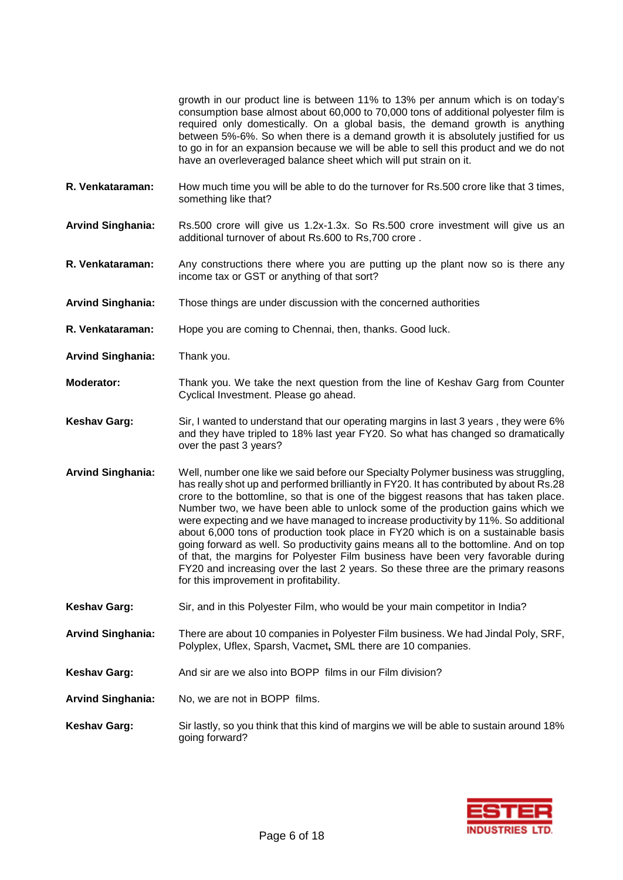growth in our product line is between 11% to 13% per annum which is on today's consumption base almost about 60,000 to 70,000 tons of additional polyester film is required only domestically. On a global basis, the demand growth is anything between 5%-6%. So when there is a demand growth it is absolutely justified for us to go in for an expansion because we will be able to sell this product and we do not have an overleveraged balance sheet which will put strain on it.

**R. Venkataraman:** How much time you will be able to do the turnover for Rs.500 crore like that 3 times, something like that?

**Arvind Singhania:** Rs.500 crore will give us 1.2x-1.3x. So Rs.500 crore investment will give us an additional turnover of about Rs.600 to Rs,700 crore .

**R. Venkataraman:** Any constructions there where you are putting up the plant now so is there any income tax or GST or anything of that sort?

**Arvind Singhania:** Those things are under discussion with the concerned authorities

**R. Venkataraman:** Hope you are coming to Chennai, then, thanks. Good luck.

**Arvind Singhania:** Thank you.

**Moderator:** Thank you. We take the next question from the line of Keshav Garg from Counter Cyclical Investment. Please go ahead.

**Keshav Garg:** Sir, I wanted to understand that our operating margins in last 3 years , they were 6% and they have tripled to 18% last year FY20. So what has changed so dramatically over the past 3 years?

**Arvind Singhania:** Well, number one like we said before our Specialty Polymer business was struggling, has really shot up and performed brilliantly in FY20. It has contributed by about Rs.28 crore to the bottomline, so that is one of the biggest reasons that has taken place. Number two, we have been able to unlock some of the production gains which we were expecting and we have managed to increase productivity by 11%. So additional about 6,000 tons of production took place in FY20 which is on a sustainable basis going forward as well. So productivity gains means all to the bottomline. And on top of that, the margins for Polyester Film business have been very favorable during FY20 and increasing over the last 2 years. So these three are the primary reasons for this improvement in profitability.

**Keshav Garg:** Sir, and in this Polyester Film, who would be your main competitor in India?

**Arvind Singhania:** There are about 10 companies in Polyester Film business. We had Jindal Poly, SRF, Polyplex, Uflex, Sparsh, Vacmet**,** SML there are 10 companies.

**Keshav Garg:** And sir are we also into BOPP films in our Film division?

**Arvind Singhania:** No, we are not in BOPP films.

**Keshav Garg:** Sir lastly, so you think that this kind of margins we will be able to sustain around 18% going forward?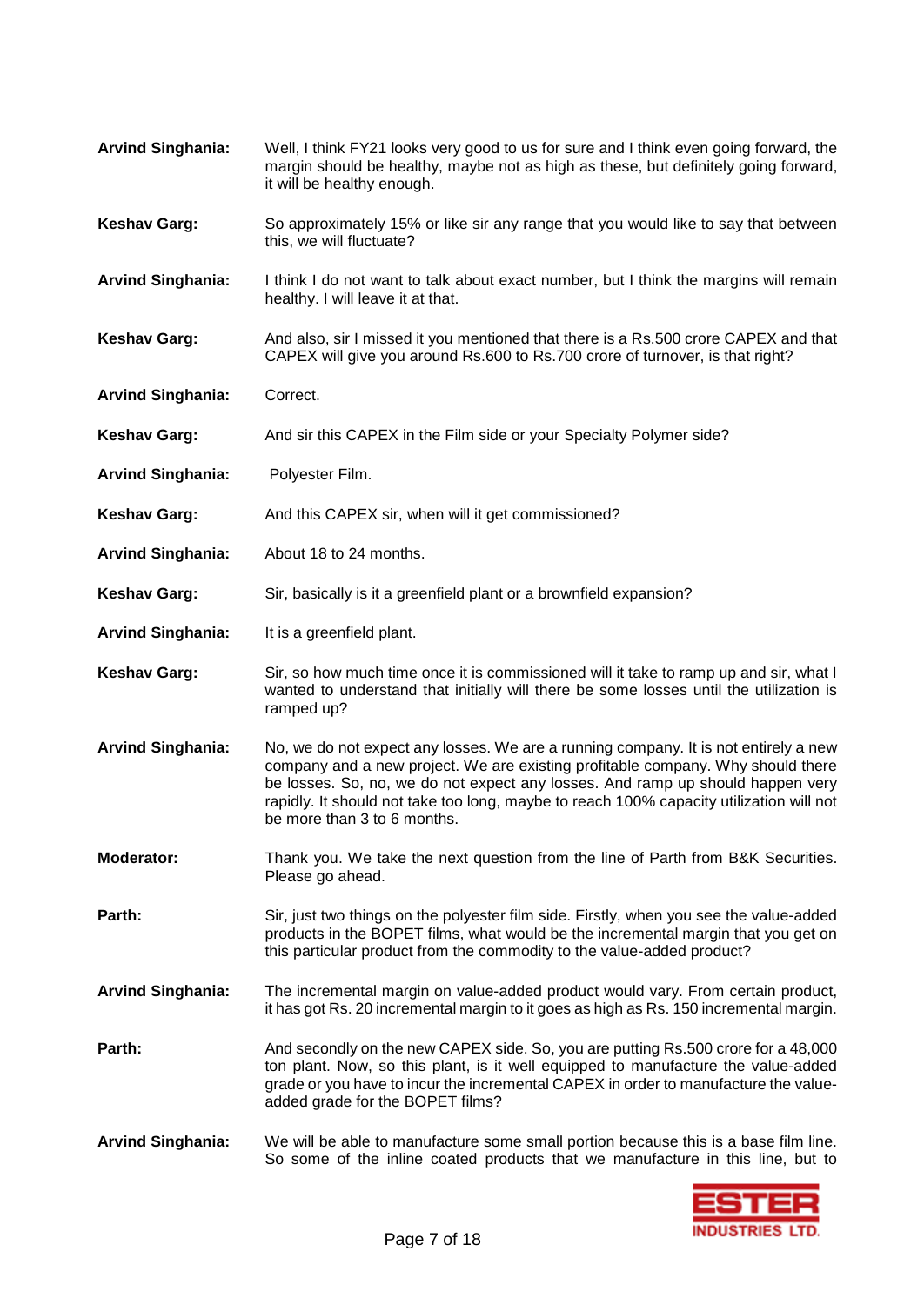**Arvind Singhania:** Well, I think FY21 looks very good to us for sure and I think even going forward, the margin should be healthy, maybe not as high as these, but definitely going forward, it will be healthy enough.

**Keshav Garg:** So approximately 15% or like sir any range that you would like to say that between this, we will fluctuate?

**Arvind Singhania:** I think I do not want to talk about exact number, but I think the margins will remain healthy. I will leave it at that.

**Keshav Garg:** And also, sir I missed it you mentioned that there is a Rs.500 crore CAPEX and that CAPEX will give you around Rs.600 to Rs.700 crore of turnover, is that right?

**Arvind Singhania:** Correct.

**Keshav Garg:** And sir this CAPEX in the Film side or your Specialty Polymer side?

**Arvind Singhania:** Polyester Film.

**Keshav Garg:** And this CAPEX sir, when will it get commissioned?

**Arvind Singhania:** About 18 to 24 months.

**Keshav Garg:** Sir, basically is it a greenfield plant or a brownfield expansion?

**Arvind Singhania:** It is a greenfield plant.

**Keshav Garg:** Sir, so how much time once it is commissioned will it take to ramp up and sir, what I wanted to understand that initially will there be some losses until the utilization is ramped up?

**Arvind Singhania:** No, we do not expect any losses. We are a running company. It is not entirely a new company and a new project. We are existing profitable company. Why should there be losses. So, no, we do not expect any losses. And ramp up should happen very rapidly. It should not take too long, maybe to reach 100% capacity utilization will not be more than 3 to 6 months.

**Moderator:** Thank you. We take the next question from the line of Parth from B&K Securities. Please go ahead.

**Parth:** Sir, just two things on the polyester film side. Firstly, when you see the value-added products in the BOPET films, what would be the incremental margin that you get on this particular product from the commodity to the value-added product?

**Arvind Singhania:** The incremental margin on value-added product would vary. From certain product, it has got Rs. 20 incremental margin to it goes as high as Rs. 150 incremental margin.

**Parth:** And secondly on the new CAPEX side. So, you are putting Rs.500 crore for a 48,000 ton plant. Now, so this plant, is it well equipped to manufacture the value-added grade or you have to incur the incremental CAPEX in order to manufacture the value-added grade for the BOPET films?

**Arvind Singhania:** We will be able to manufacture some small portion because this is a base film line. So some of the inline coated products that we manufacture in this line, but to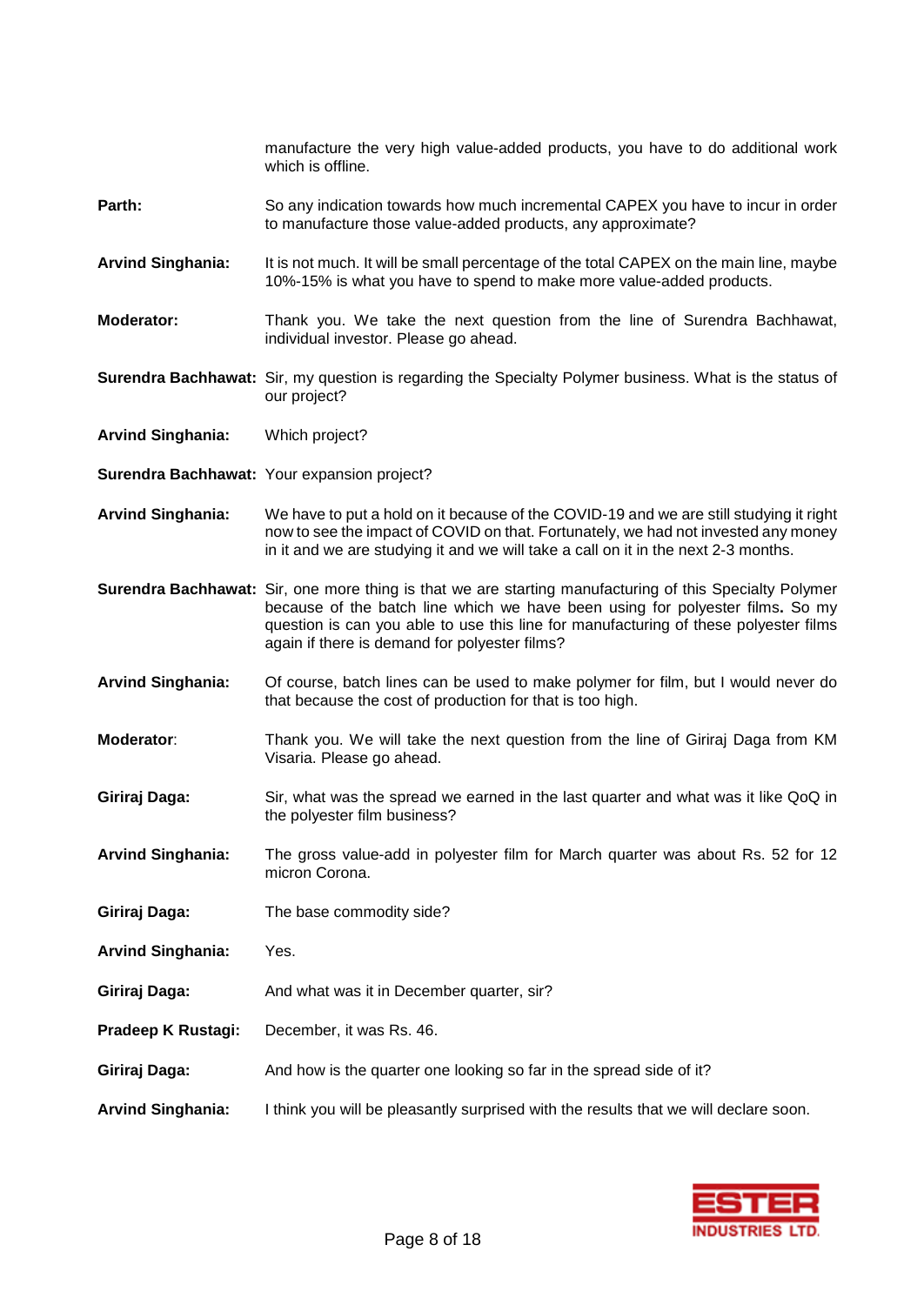manufacture the very high value-added products, you have to do additional work which is offline.

**Parth:** So any indication towards how much incremental CAPEX you have to incur in order to manufacture those value-added products, any approximate?

**Arvind Singhania:** It is not much. It will be small percentage of the total CAPEX on the main line, maybe 10%-15% is what you have to spend to make more value-added products.

**Moderator:** Thank you. We take the next question from the line of Surendra Bachhawat, individual investor. Please go ahead.

**Surendra Bachhawat:** Sir, my question is regarding the Specialty Polymer business. What is the status of our project?

**Arvind Singhania:** Which project?

**Surendra Bachhawat:** Your expansion project?

**Arvind Singhania:** We have to put a hold on it because of the COVID-19 and we are still studying it right now to see the impact of COVID on that. Fortunately, we had not invested any money in it and we are studying it and we will take a call on it in the next 2-3 months.

**Surendra Bachhawat:** Sir, one more thing is that we are starting manufacturing of this Specialty Polymer because of the batch line which we have been using for polyester films**.** So my question is can you able to use this line for manufacturing of these polyester films again if there is demand for polyester films?

**Arvind Singhania:** Of course, batch lines can be used to make polymer for film, but I would never do that because the cost of production for that is too high.

**Moderator**: Thank you. We will take the next question from the line of Giriraj Daga from KM Visaria. Please go ahead.

**Giriraj Daga:** Sir, what was the spread we earned in the last quarter and what was it like QoQ in the polyester film business?

**Arvind Singhania:** The gross value-add in polyester film for March quarter was about Rs. 52 for 12 micron Corona.

**Giriraj Daga:** The base commodity side?

**Arvind Singhania:** Yes.

**Giriraj Daga:** And what was it in December quarter, sir?

**Pradeep K Rustagi:** December, it was Rs. 46.

**Giriraj Daga:** And how is the quarter one looking so far in the spread side of it?

**Arvind Singhania:** I think you will be pleasantly surprised with the results that we will declare soon.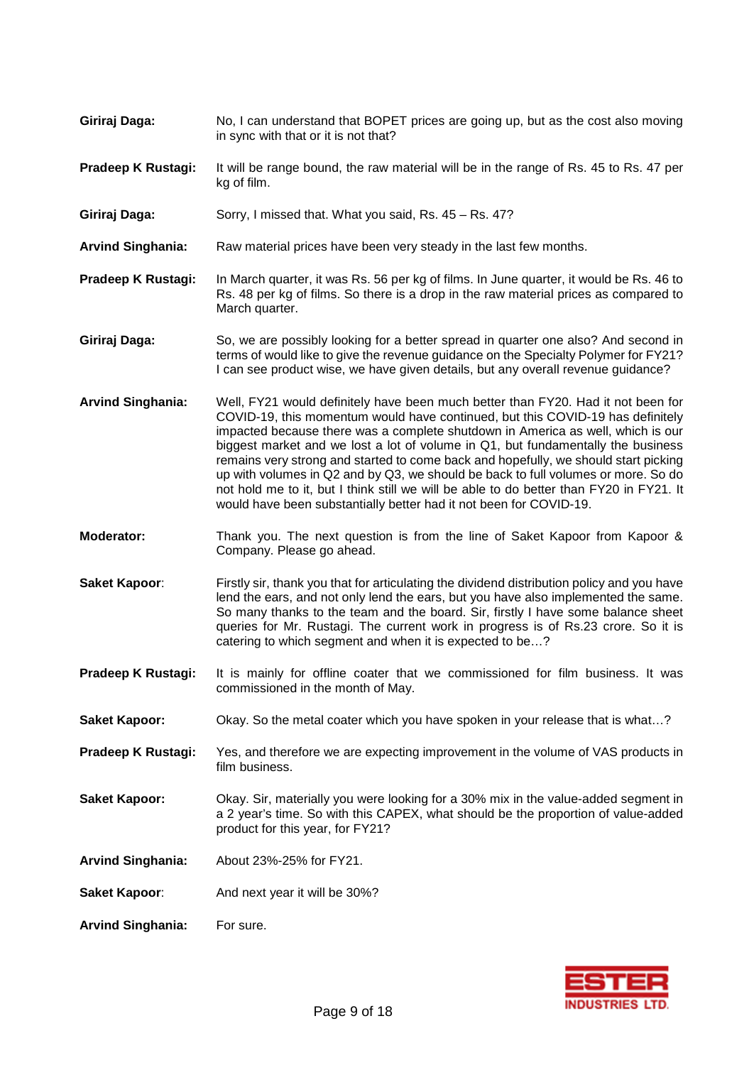**Giriraj Daga:** No, I can understand that BOPET prices are going up, but as the cost also moving in sync with that or it is not that?

**Pradeep K Rustagi:** It will be range bound, the raw material will be in the range of Rs. 45 to Rs. 47 per kg of film.

**Giriraj Daga:** Sorry, I missed that. What you said, Rs. 45 – Rs. 47?

**Arvind Singhania:** Raw material prices have been very steady in the last few months.

**Pradeep K Rustagi:** In March quarter, it was Rs. 56 per kg of films. In June quarter, it would be Rs. 46 to Rs. 48 per kg of films. So there is a drop in the raw material prices as compared to March quarter.

**Giriraj Daga:** So, we are possibly looking for a better spread in quarter one also? And second in terms of would like to give the revenue guidance on the Specialty Polymer for FY21? I can see product wise, we have given details, but any overall revenue guidance?

**Arvind Singhania:** Well, FY21 would definitely have been much better than FY20. Had it not been for COVID-19, this momentum would have continued, but this COVID-19 has definitely impacted because there was a complete shutdown in America as well, which is our biggest market and we lost a lot of volume in Q1, but fundamentally the business remains very strong and started to come back and hopefully, we should start picking up with volumes in Q2 and by Q3, we should be back to full volumes or more. So do not hold me to it, but I think still we will be able to do better than FY20 in FY21. It would have been substantially better had it not been for COVID-19.

**Moderator:** Thank you. The next question is from the line of Saket Kapoor from Kapoor & Company. Please go ahead.

**Saket Kapoor**: Firstly sir, thank you that for articulating the dividend distribution policy and you have lend the ears, and not only lend the ears, but you have also implemented the same. So many thanks to the team and the board. Sir, firstly I have some balance sheet queries for Mr. Rustagi. The current work in progress is of Rs.23 crore. So it is catering to which segment and when it is expected to be…?

**Pradeep K Rustagi:** It is mainly for offline coater that we commissioned for film business. It was commissioned in the month of May.

**Saket Kapoor:** Okay. So the metal coater which you have spoken in your release that is what…?

**Pradeep K Rustagi:** Yes, and therefore we are expecting improvement in the volume of VAS products in film business.

**Saket Kapoor:** Okay. Sir, materially you were looking for a 30% mix in the value-added segment in a 2 year's time. So with this CAPEX, what should be the proportion of value-added product for this year, for FY21?

**Arvind Singhania:** About 23%-25% for FY21.

**Saket Kapoor**: And next year it will be 30%?

**Arvind Singhania:** For sure.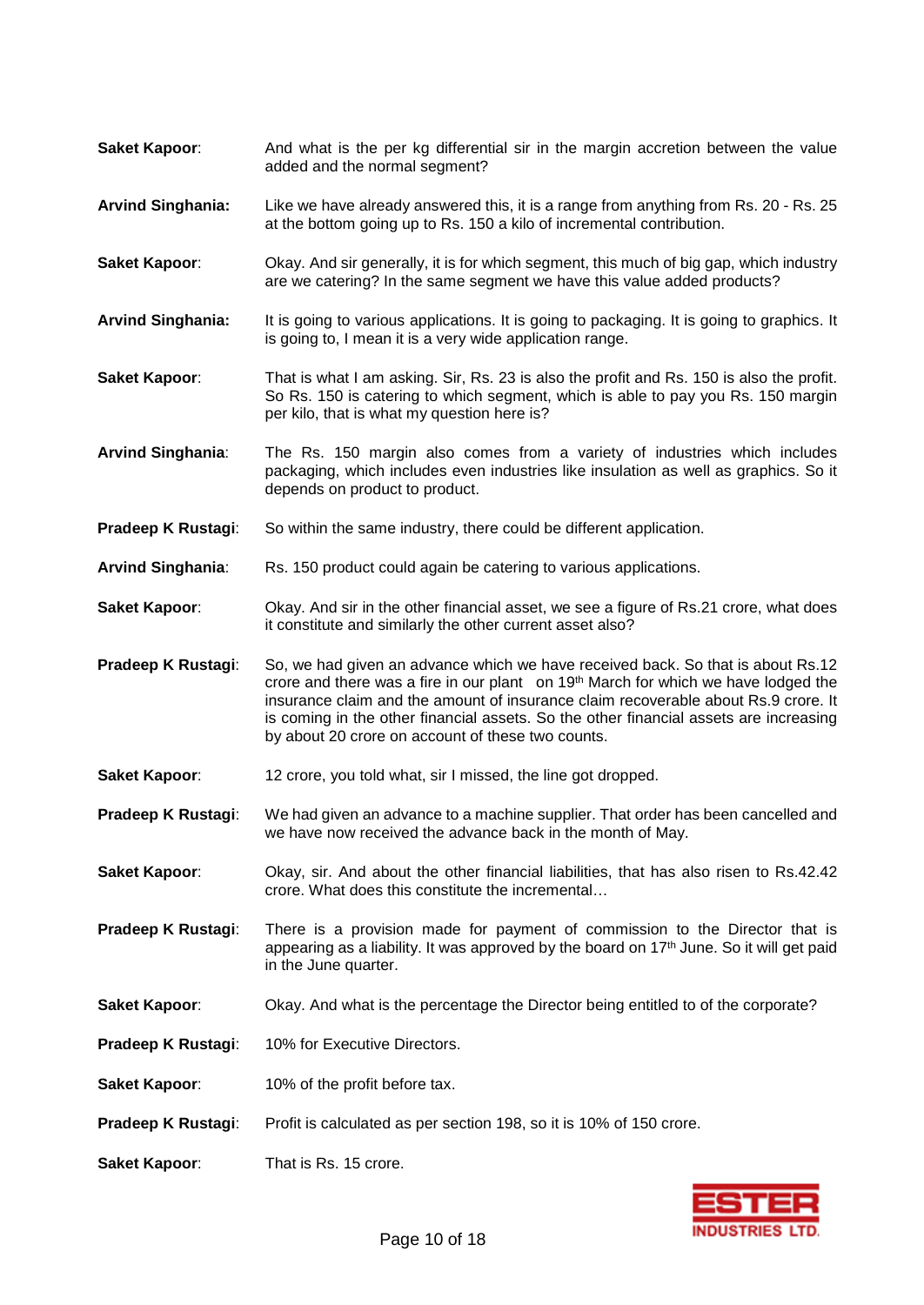**Saket Kapoor**: And what is the per kg differential sir in the margin accretion between the value added and the normal segment?

**Arvind Singhania:** Like we have already answered this, it is a range from anything from Rs. 20 - Rs. 25 at the bottom going up to Rs. 150 a kilo of incremental contribution.

**Saket Kapoor**: Okay. And sir generally, it is for which segment, this much of big gap, which industry are we catering? In the same segment we have this value added products?

**Arvind Singhania:** It is going to various applications. It is going to packaging. It is going to graphics. It is going to, I mean it is a very wide application range.

**Saket Kapoor**: That is what I am asking. Sir, Rs. 23 is also the profit and Rs. 150 is also the profit. So Rs. 150 is catering to which segment, which is able to pay you Rs. 150 margin per kilo, that is what my question here is?

**Arvind Singhania**: The Rs. 150 margin also comes from a variety of industries which includes packaging, which includes even industries like insulation as well as graphics. So it depends on product to product.

**Pradeep K Rustagi**: So within the same industry, there could be different application.

**Arvind Singhania**: Rs. 150 product could again be catering to various applications.

**Saket Kapoor**: Okay. And sir in the other financial asset, we see a figure of Rs.21 crore, what does it constitute and similarly the other current asset also?

**Pradeep K Rustagi**: So, we had given an advance which we have received back. So that is about Rs.12 crore and there was a fire in our plant on 19th March for which we have lodged the insurance claim and the amount of insurance claim recoverable about Rs.9 crore. It is coming in the other financial assets. So the other financial assets are increasing by about 20 crore on account of these two counts.

**Saket Kapoor**: 12 crore, you told what, sir I missed, the line got dropped.

**Pradeep K Rustagi**: We had given an advance to a machine supplier. That order has been cancelled and we have now received the advance back in the month of May.

**Saket Kapoor**: Okay, sir. And about the other financial liabilities, that has also risen to Rs.42.42 crore. What does this constitute the incremental…

**Pradeep K Rustagi**: There is a provision made for payment of commission to the Director that is appearing as a liability. It was approved by the board on 17th June. So it will get paid in the June quarter.

**Saket Kapoor**: Okay. And what is the percentage the Director being entitled to of the corporate?

**Pradeep K Rustagi**: 10% for Executive Directors.

**Saket Kapoor**: 10% of the profit before tax.

**Pradeep K Rustagi**: Profit is calculated as per section 198, so it is 10% of 150 crore.

**Saket Kapoor**: That is Rs. 15 crore.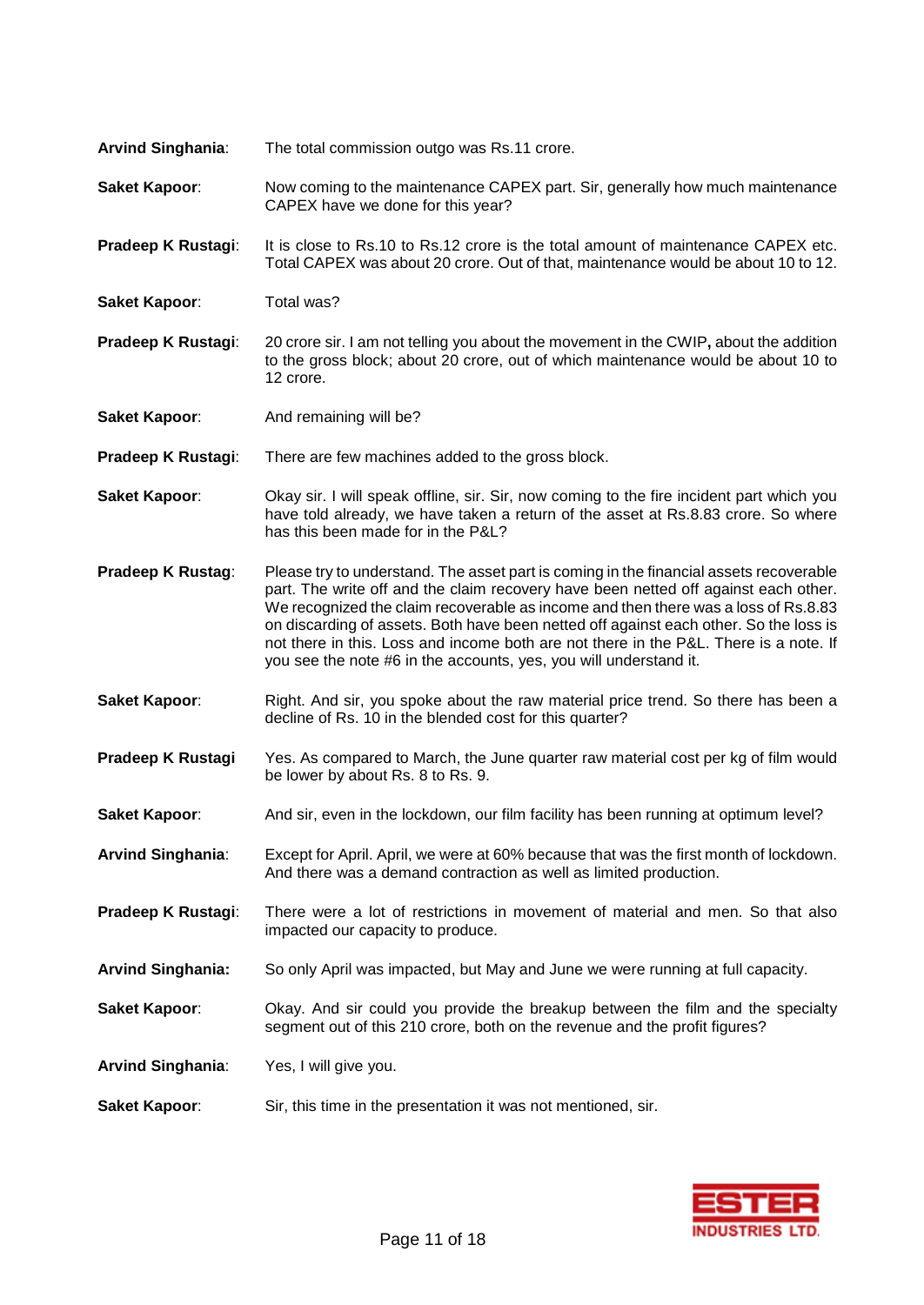**Arvind Singhania**: The total commission outgo was Rs.11 crore.

**Saket Kapoor**: Now coming to the maintenance CAPEX part. Sir, generally how much maintenance CAPEX have we done for this year?

**Pradeep K Rustagi**: It is close to Rs.10 to Rs.12 crore is the total amount of maintenance CAPEX etc. Total CAPEX was about 20 crore. Out of that, maintenance would be about 10 to 12.

**Saket Kapoor**: Total was?

**Pradeep K Rustagi**: 20 crore sir. I am not telling you about the movement in the CWIP**,** about the addition to the gross block; about 20 crore, out of which maintenance would be about 10 to 12 crore.

**Saket Kapoor**: And remaining will be?

**Pradeep K Rustagi**: There are few machines added to the gross block.

**Saket Kapoor**: Okay sir. I will speak offline, sir. Sir, now coming to the fire incident part which you have told already, we have taken a return of the asset at Rs.8.83 crore. So where has this been made for in the P&L?

**Pradeep K Rustag**: Please try to understand. The asset part is coming in the financial assets recoverable part. The write off and the claim recovery have been netted off against each other. We recognized the claim recoverable as income and then there was a loss of Rs.8.83 on discarding of assets. Both have been netted off against each other. So the loss is not there in this. Loss and income both are not there in the P&L. There is a note. If you see the note #6 in the accounts, yes, you will understand it.

**Saket Kapoor**: Right. And sir, you spoke about the raw material price trend. So there has been a decline of Rs. 10 in the blended cost for this quarter?

**Pradeep K Rustagi** Yes. As compared to March, the June quarter raw material cost per kg of film would be lower by about Rs. 8 to Rs. 9.

**Saket Kapoor**: And sir, even in the lockdown, our film facility has been running at optimum level?

**Arvind Singhania**: Except for April. April, we were at 60% because that was the first month of lockdown. And there was a demand contraction as well as limited production.

**Pradeep K Rustagi**: There were a lot of restrictions in movement of material and men. So that also impacted our capacity to produce.

**Arvind Singhania:** So only April was impacted, but May and June we were running at full capacity.

**Saket Kapoor**: Okay. And sir could you provide the breakup between the film and the specialty segment out of this 210 crore, both on the revenue and the profit figures?

**Arvind Singhania**: Yes, I will give you.

**Saket Kapoor**: Sir, this time in the presentation it was not mentioned, sir.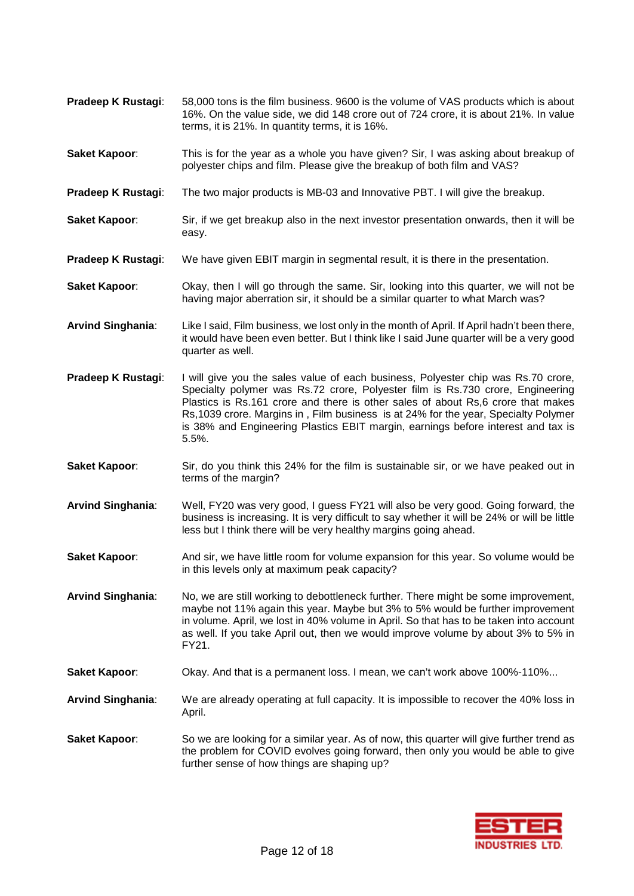**Pradeep K Rustagi**: 58,000 tons is the film business. 9600 is the volume of VAS products which is about 16%. On the value side, we did 148 crore out of 724 crore, it is about 21%. In value terms, it is 21%. In quantity terms, it is 16%.

**Saket Kapoor**: This is for the year as a whole you have given? Sir, I was asking about breakup of polyester chips and film. Please give the breakup of both film and VAS?

**Pradeep K Rustagi**: The two major products is MB-03 and Innovative PBT. I will give the breakup.

**Saket Kapoor**: Sir, if we get breakup also in the next investor presentation onwards, then it will be easy.

**Pradeep K Rustagi**: We have given EBIT margin in segmental result, it is there in the presentation.

**Saket Kapoor**: Okay, then I will go through the same. Sir, looking into this quarter, we will not be having major aberration sir, it should be a similar quarter to what March was?

**Arvind Singhania**: Like I said, Film business, we lost only in the month of April. If April hadn't been there, it would have been even better. But I think like I said June quarter will be a very good quarter as well.

**Pradeep K Rustagi**: I will give you the sales value of each business, Polyester chip was Rs.70 crore, Specialty polymer was Rs.72 crore, Polyester film is Rs.730 crore, Engineering Plastics is Rs.161 crore and there is other sales of about Rs,6 crore that makes Rs,1039 crore. Margins in , Film business is at 24% for the year, Specialty Polymer is 38% and Engineering Plastics EBIT margin, earnings before interest and tax is 5.5%.

**Saket Kapoor**: Sir, do you think this 24% for the film is sustainable sir, or we have peaked out in terms of the margin?

**Arvind Singhania**: Well, FY20 was very good, I guess FY21 will also be very good. Going forward, the business is increasing. It is very difficult to say whether it will be 24% or will be little less but I think there will be very healthy margins going ahead.

**Saket Kapoor**: And sir, we have little room for volume expansion for this year. So volume would be in this levels only at maximum peak capacity?

**Arvind Singhania**: No, we are still working to debottleneck further. There might be some improvement, maybe not 11% again this year. Maybe but 3% to 5% would be further improvement in volume. April, we lost in 40% volume in April. So that has to be taken into account as well. If you take April out, then we would improve volume by about 3% to 5% in FY21.

**Saket Kapoor**: Okay. And that is a permanent loss. I mean, we can't work above 100%-110%...

**Arvind Singhania**: We are already operating at full capacity. It is impossible to recover the 40% loss in April.

**Saket Kapoor**: So we are looking for a similar year. As of now, this quarter will give further trend as the problem for COVID evolves going forward, then only you would be able to give further sense of how things are shaping up?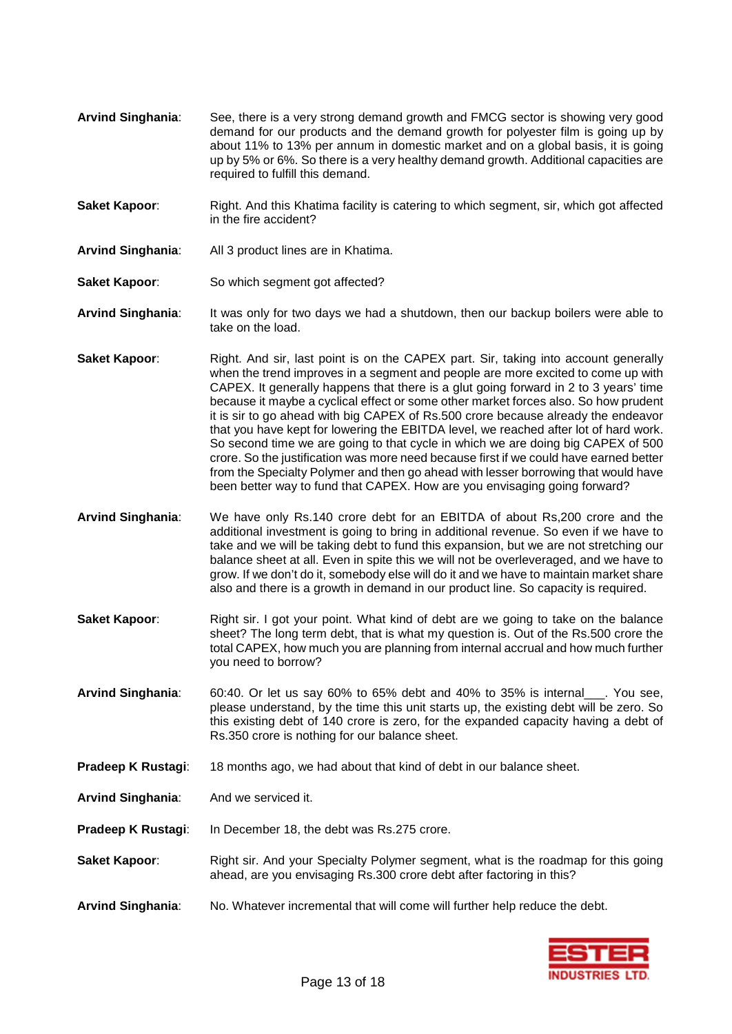**Arvind Singhania**: See, there is a very strong demand growth and FMCG sector is showing very good demand for our products and the demand growth for polyester film is going up by about 11% to 13% per annum in domestic market and on a global basis, it is going up by 5% or 6%. So there is a very healthy demand growth. Additional capacities are required to fulfill this demand.

**Saket Kapoor**: Right. And this Khatima facility is catering to which segment, sir, which got affected in the fire accident?

**Arvind Singhania**: All 3 product lines are in Khatima.

**Saket Kapoor**: So which segment got affected?

**Arvind Singhania**: It was only for two days we had a shutdown, then our backup boilers were able to take on the load.

**Saket Kapoor**: Right. And sir, last point is on the CAPEX part. Sir, taking into account generally when the trend improves in a segment and people are more excited to come up with CAPEX. It generally happens that there is a glut going forward in 2 to 3 years' time because it maybe a cyclical effect or some other market forces also. So how prudent it is sir to go ahead with big CAPEX of Rs.500 crore because already the endeavor that you have kept for lowering the EBITDA level, we reached after lot of hard work. So second time we are going to that cycle in which we are doing big CAPEX of 500 crore. So the justification was more need because first if we could have earned better from the Specialty Polymer and then go ahead with lesser borrowing that would have been better way to fund that CAPEX. How are you envisaging going forward?

**Arvind Singhania**: We have only Rs.140 crore debt for an EBITDA of about Rs,200 crore and the additional investment is going to bring in additional revenue. So even if we have to take and we will be taking debt to fund this expansion, but we are not stretching our balance sheet at all. Even in spite this we will not be overleveraged, and we have to grow. If we don't do it, somebody else will do it and we have to maintain market share also and there is a growth in demand in our product line. So capacity is required.

**Saket Kapoor**: Right sir. I got your point. What kind of debt are we going to take on the balance sheet? The long term debt, that is what my question is. Out of the Rs.500 crore the total CAPEX, how much you are planning from internal accrual and how much further you need to borrow?

**Arvind Singhania**: 60:40. Or let us say 60% to 65% debt and 40% to 35% is internal___. You see, please understand, by the time this unit starts up, the existing debt will be zero. So this existing debt of 140 crore is zero, for the expanded capacity having a debt of Rs.350 crore is nothing for our balance sheet.

**Pradeep K Rustagi**: 18 months ago, we had about that kind of debt in our balance sheet.

**Arvind Singhania**: And we serviced it.

**Pradeep K Rustagi**: In December 18, the debt was Rs.275 crore.

**Saket Kapoor**: Right sir. And your Specialty Polymer segment, what is the roadmap for this going ahead, are you envisaging Rs.300 crore debt after factoring in this?

**Arvind Singhania**: No. Whatever incremental that will come will further help reduce the debt.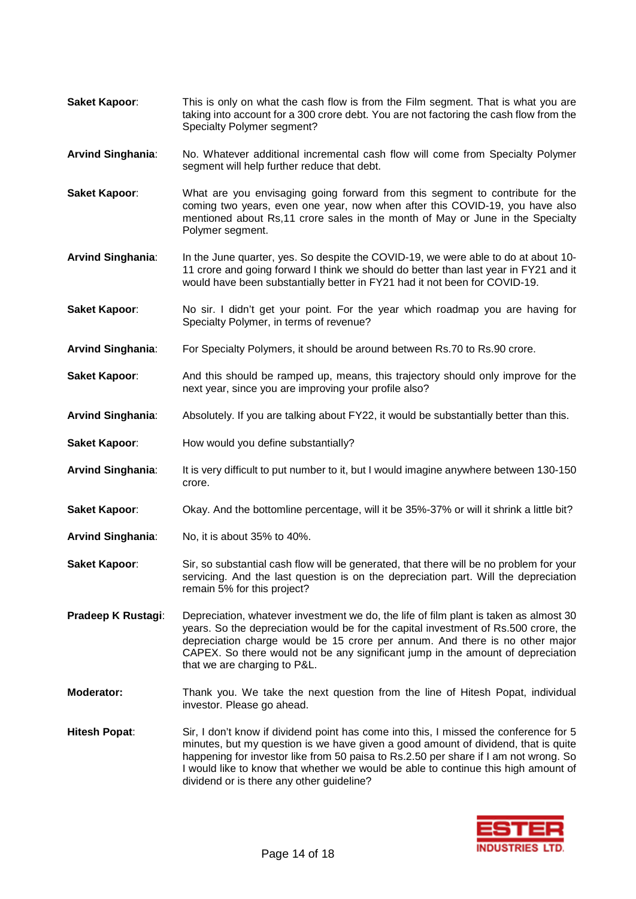**Saket Kapoor**: This is only on what the cash flow is from the Film segment. That is what you are taking into account for a 300 crore debt. You are not factoring the cash flow from the Specialty Polymer segment?

**Arvind Singhania**: No. Whatever additional incremental cash flow will come from Specialty Polymer segment will help further reduce that debt.

**Saket Kapoor**: What are you envisaging going forward from this segment to contribute for the coming two years, even one year, now when after this COVID-19, you have also mentioned about Rs,11 crore sales in the month of May or June in the Specialty Polymer segment.

**Arvind Singhania**: In the June quarter, yes. So despite the COVID-19, we were able to do at about 10-11 crore and going forward I think we should do better than last year in FY21 and it would have been substantially better in FY21 had it not been for COVID-19.

**Saket Kapoor**: No sir. I didn't get your point. For the year which roadmap you are having for Specialty Polymer, in terms of revenue?

**Arvind Singhania**: For Specialty Polymers, it should be around between Rs.70 to Rs.90 crore.

**Saket Kapoor**: And this should be ramped up, means, this trajectory should only improve for the next year, since you are improving your profile also?

**Arvind Singhania**: Absolutely. If you are talking about FY22, it would be substantially better than this.

**Saket Kapoor**: How would you define substantially?

**Arvind Singhania**: It is very difficult to put number to it, but I would imagine anywhere between 130-150 crore.

**Saket Kapoor**: Okay. And the bottomline percentage, will it be 35%-37% or will it shrink a little bit?

**Arvind Singhania**: No, it is about 35% to 40%.

**Saket Kapoor**: Sir, so substantial cash flow will be generated, that there will be no problem for your servicing. And the last question is on the depreciation part. Will the depreciation remain 5% for this project?

**Pradeep K Rustagi**: Depreciation, whatever investment we do, the life of film plant is taken as almost 30 years. So the depreciation would be for the capital investment of Rs.500 crore, the depreciation charge would be 15 crore per annum. And there is no other major CAPEX. So there would not be any significant jump in the amount of depreciation that we are charging to P&L.

**Moderator:** Thank you. We take the next question from the line of Hitesh Popat, individual investor. Please go ahead.

**Hitesh Popat**: Sir, I don't know if dividend point has come into this, I missed the conference for 5 minutes, but my question is we have given a good amount of dividend, that is quite happening for investor like from 50 paisa to Rs.2.50 per share if I am not wrong. So I would like to know that whether we would be able to continue this high amount of dividend or is there any other guideline?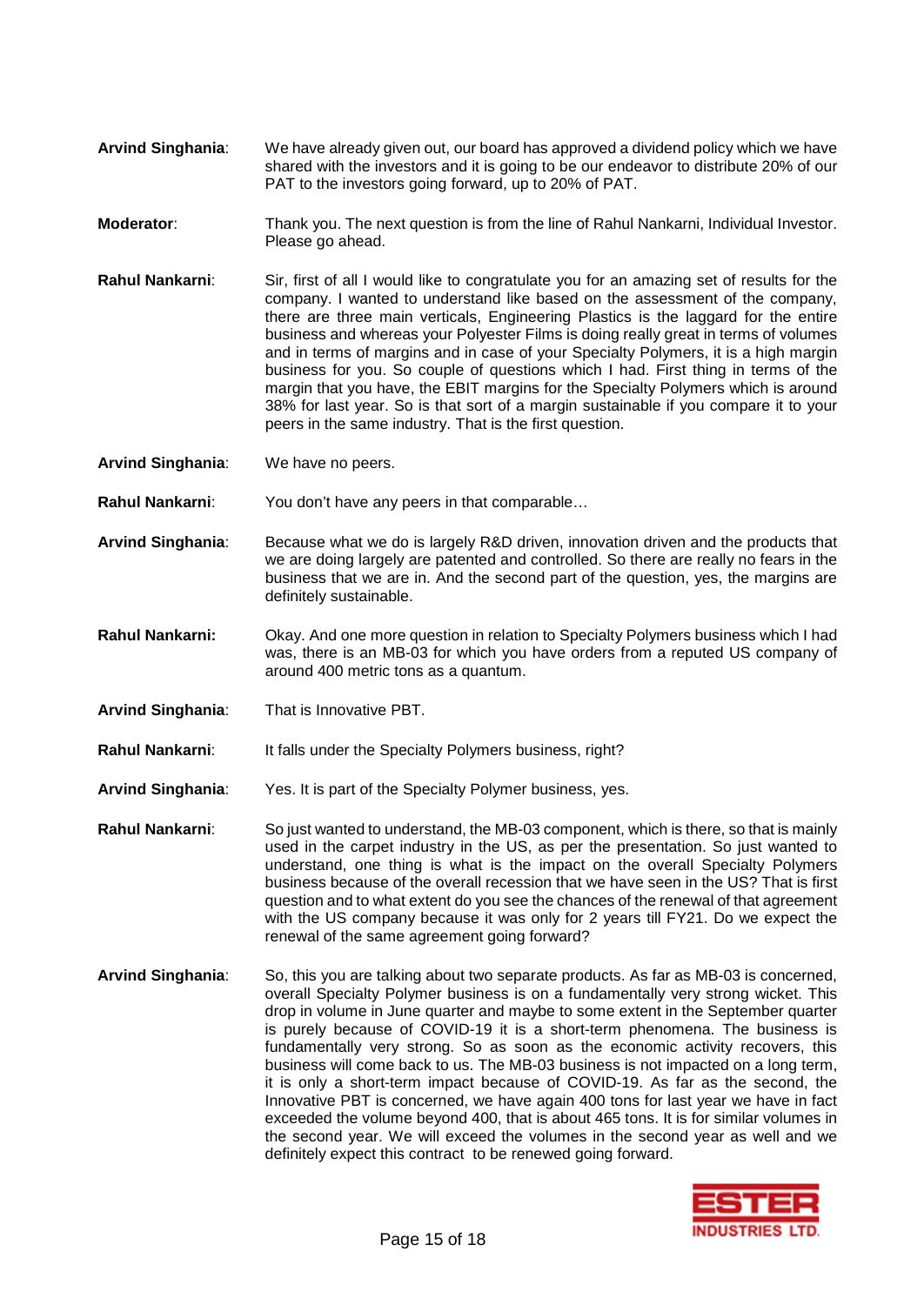**Arvind Singhania**: We have already given out, our board has approved a dividend policy which we have shared with the investors and it is going to be our endeavor to distribute 20% of our PAT to the investors going forward, up to 20% of PAT.

**Moderator**: Thank you. The next question is from the line of Rahul Nankarni, Individual Investor. Please go ahead.

**Rahul Nankarni**: Sir, first of all I would like to congratulate you for an amazing set of results for the company. I wanted to understand like based on the assessment of the company, there are three main verticals, Engineering Plastics is the laggard for the entire business and whereas your Polyester Films is doing really great in terms of volumes and in terms of margins and in case of your Specialty Polymers, it is a high margin business for you. So couple of questions which I had. First thing in terms of the margin that you have, the EBIT margins for the Specialty Polymers which is around 38% for last year. So is that sort of a margin sustainable if you compare it to your peers in the same industry. That is the first question.

**Arvind Singhania**: We have no peers.

**Rahul Nankarni**: You don't have any peers in that comparable…

**Arvind Singhania**: Because what we do is largely R&D driven, innovation driven and the products that we are doing largely are patented and controlled. So there are really no fears in the business that we are in. And the second part of the question, yes, the margins are definitely sustainable.

**Rahul Nankarni:** Okay. And one more question in relation to Specialty Polymers business which I had was, there is an MB-03 for which you have orders from a reputed US company of around 400 metric tons as a quantum.

**Arvind Singhania**: That is Innovative PBT.

**Rahul Nankarni**: It falls under the Specialty Polymers business, right?

**Arvind Singhania**: Yes. It is part of the Specialty Polymer business, yes.

**Rahul Nankarni**: So just wanted to understand, the MB-03 component, which is there, so that is mainly used in the carpet industry in the US, as per the presentation. So just wanted to understand, one thing is what is the impact on the overall Specialty Polymers business because of the overall recession that we have seen in the US? That is first question and to what extent do you see the chances of the renewal of that agreement with the US company because it was only for 2 years till FY21. Do we expect the renewal of the same agreement going forward?

**Arvind Singhania**: So, this you are talking about two separate products. As far as MB-03 is concerned, overall Specialty Polymer business is on a fundamentally very strong wicket. This drop in volume in June quarter and maybe to some extent in the September quarter is purely because of COVID-19 it is a short-term phenomena. The business is fundamentally very strong. So as soon as the economic activity recovers, this business will come back to us. The MB-03 business is not impacted on a long term, it is only a short-term impact because of COVID-19. As far as the second, the Innovative PBT is concerned, we have again 400 tons for last year we have in fact exceeded the volume beyond 400, that is about 465 tons. It is for similar volumes in the second year. We will exceed the volumes in the second year as well and we definitely expect this contract to be renewed going forward.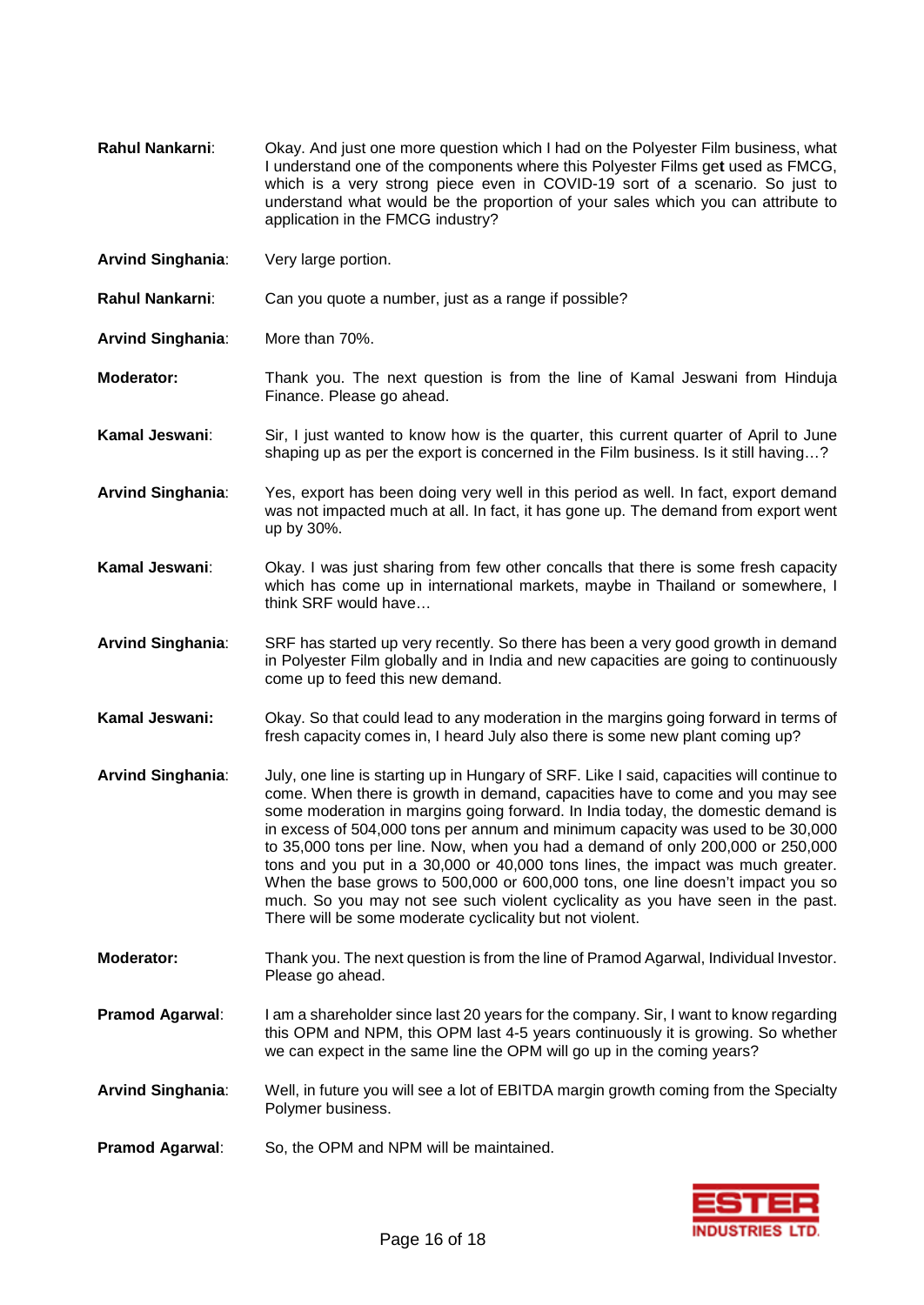**Rahul Nankarni**: Okay. And just one more question which I had on the Polyester Film business, what I understand one of the components where this Polyester Films get used as FMCG, which is a very strong piece even in COVID-19 sort of a scenario. So just to understand what would be the proportion of your sales which you can attribute to application in the FMCG industry?

**Arvind Singhania**: Very large portion.

**Rahul Nankarni**: Can you quote a number, just as a range if possible?

**Arvind Singhania**: More than 70%.

**Moderator:** Thank you. The next question is from the line of Kamal Jeswani from Hinduja Finance. Please go ahead.

**Kamal Jeswani**: Sir, I just wanted to know how is the quarter, this current quarter of April to June shaping up as per the export is concerned in the Film business. Is it still having…?

**Arvind Singhania**: Yes, export has been doing very well in this period as well. In fact, export demand was not impacted much at all. In fact, it has gone up. The demand from export went up by 30%.

**Kamal Jeswani**: Okay. I was just sharing from few other concalls that there is some fresh capacity which has come up in international markets, maybe in Thailand or somewhere, I think SRF would have…

**Arvind Singhania**: SRF has started up very recently. So there has been a very good growth in demand in Polyester Film globally and in India and new capacities are going to continuously come up to feed this new demand.

**Kamal Jeswani:** Okay. So that could lead to any moderation in the margins going forward in terms of fresh capacity comes in, I heard July also there is some new plant coming up?

**Arvind Singhania**: July, one line is starting up in Hungary of SRF. Like I said, capacities will continue to come. When there is growth in demand, capacities have to come and you may see some moderation in margins going forward. In India today, the domestic demand is in excess of 504,000 tons per annum and minimum capacity was used to be 30,000 to 35,000 tons per line. Now, when you had a demand of only 200,000 or 250,000 tons and you put in a 30,000 or 40,000 tons lines, the impact was much greater. When the base grows to 500,000 or 600,000 tons, one line doesn't impact you so much. So you may not see such violent cyclicality as you have seen in the past. There will be some moderate cyclicality but not violent.

**Moderator:** Thank you. The next question is from the line of Pramod Agarwal, Individual Investor. Please go ahead.

**Pramod Agarwal**: I am a shareholder since last 20 years for the company. Sir, I want to know regarding this OPM and NPM, this OPM last 4-5 years continuously it is growing. So whether we can expect in the same line the OPM will go up in the coming years?

**Arvind Singhania**: Well, in future you will see a lot of EBITDA margin growth coming from the Specialty Polymer business.

**Pramod Agarwal**: So, the OPM and NPM will be maintained.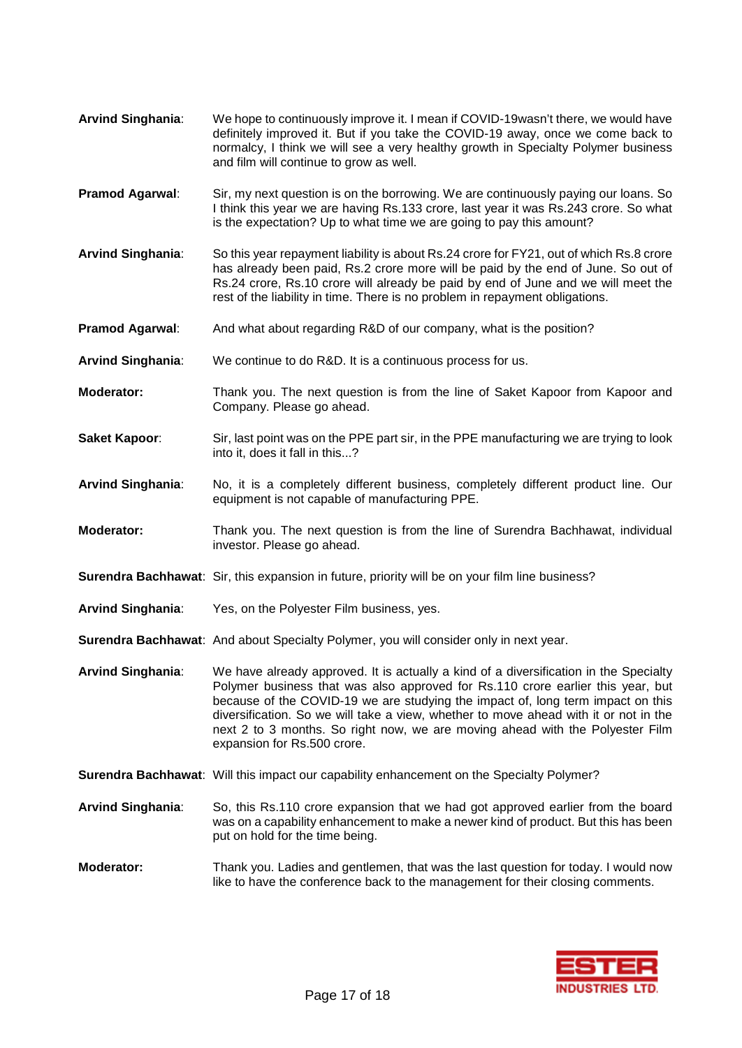**Arvind Singhania**: We hope to continuously improve it. I mean if COVID-19wasn't there, we would have definitely improved it. But if you take the COVID-19 away, once we come back to normalcy, I think we will see a very healthy growth in Specialty Polymer business and film will continue to grow as well.

**Pramod Agarwal**: Sir, my next question is on the borrowing. We are continuously paying our loans. So I think this year we are having Rs.133 crore, last year it was Rs.243 crore. So what is the expectation? Up to what time we are going to pay this amount?

**Arvind Singhania**: So this year repayment liability is about Rs.24 crore for FY21, out of which Rs.8 crore has already been paid, Rs.2 crore more will be paid by the end of June. So out of Rs.24 crore, Rs.10 crore will already be paid by end of June and we will meet the rest of the liability in time. There is no problem in repayment obligations.

**Pramod Agarwal**: And what about regarding R&D of our company, what is the position?

**Arvind Singhania**: We continue to do R&D. It is a continuous process for us.

**Moderator:** Thank you. The next question is from the line of Saket Kapoor from Kapoor and Company. Please go ahead.

**Saket Kapoor**: Sir, last point was on the PPE part sir, in the PPE manufacturing we are trying to look into it, does it fall in this...?

**Arvind Singhania**: No, it is a completely different business, completely different product line. Our equipment is not capable of manufacturing PPE.

**Moderator:** Thank you. The next question is from the line of Surendra Bachhawat, individual investor. Please go ahead.

**Surendra Bachhawat**: Sir, this expansion in future, priority will be on your film line business?

**Arvind Singhania**: Yes, on the Polyester Film business, yes.

**Surendra Bachhawat**: And about Specialty Polymer, you will consider only in next year.

**Arvind Singhania**: We have already approved. It is actually a kind of a diversification in the Specialty Polymer business that was also approved for Rs.110 crore earlier this year, but because of the COVID-19 we are studying the impact of, long term impact on this diversification. So we will take a view, whether to move ahead with it or not in the next 2 to 3 months. So right now, we are moving ahead with the Polyester Film expansion for Rs.500 crore.

**Surendra Bachhawat**: Will this impact our capability enhancement on the Specialty Polymer?

**Arvind Singhania**: So, this Rs.110 crore expansion that we had got approved earlier from the board was on a capability enhancement to make a newer kind of product. But this has been put on hold for the time being.

**Moderator:** Thank you. Ladies and gentlemen, that was the last question for today. I would now like to have the conference back to the management for their closing comments.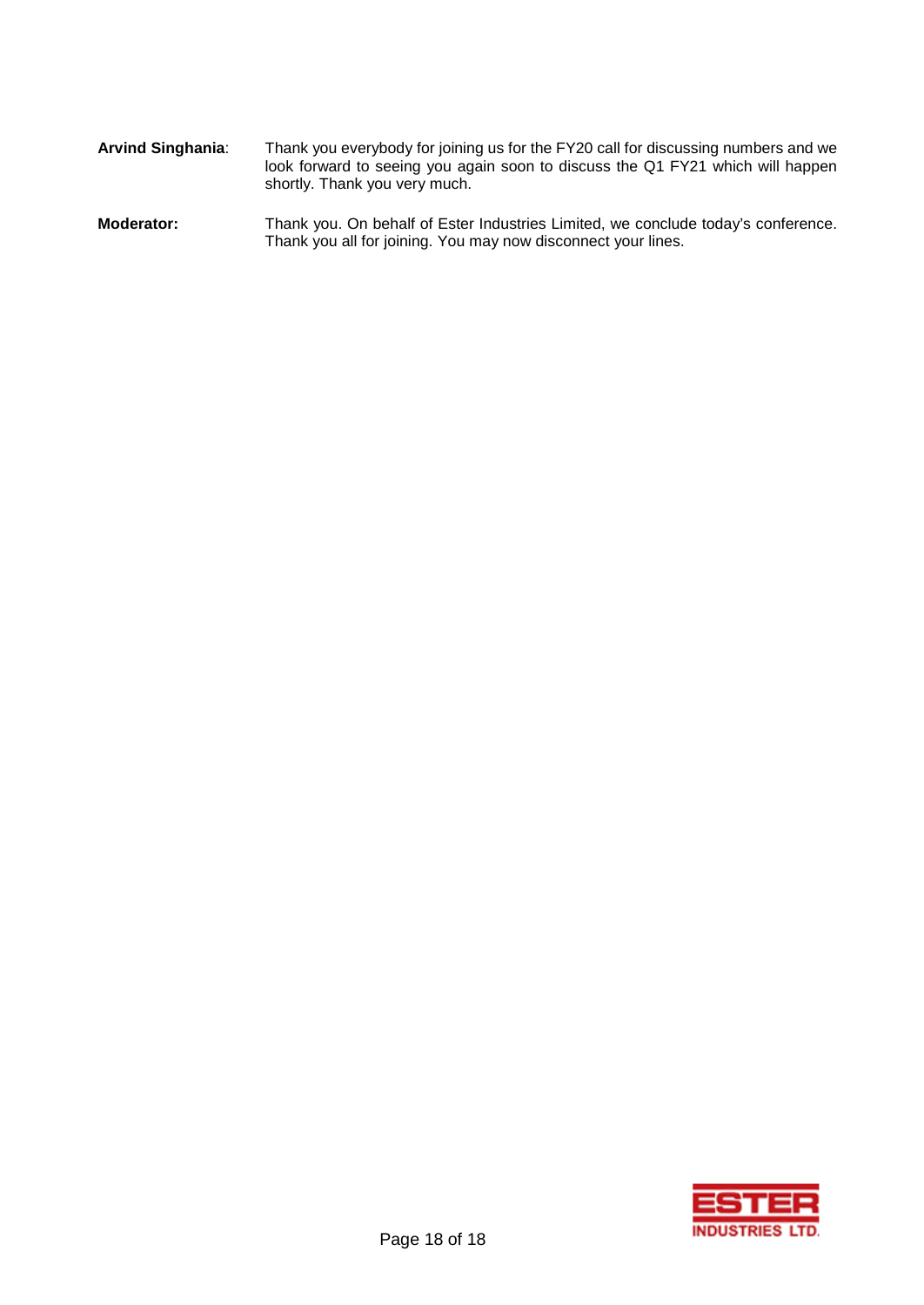**Arvind Singhania**: Thank you everybody for joining us for the FY20 call for discussing numbers and we look forward to seeing you again soon to discuss the Q1 FY21 which will happen shortly. Thank you very much.

**Moderator:** Thank you. On behalf of Ester Industries Limited, we conclude today's conference. Thank you all for joining. You may now disconnect your lines.